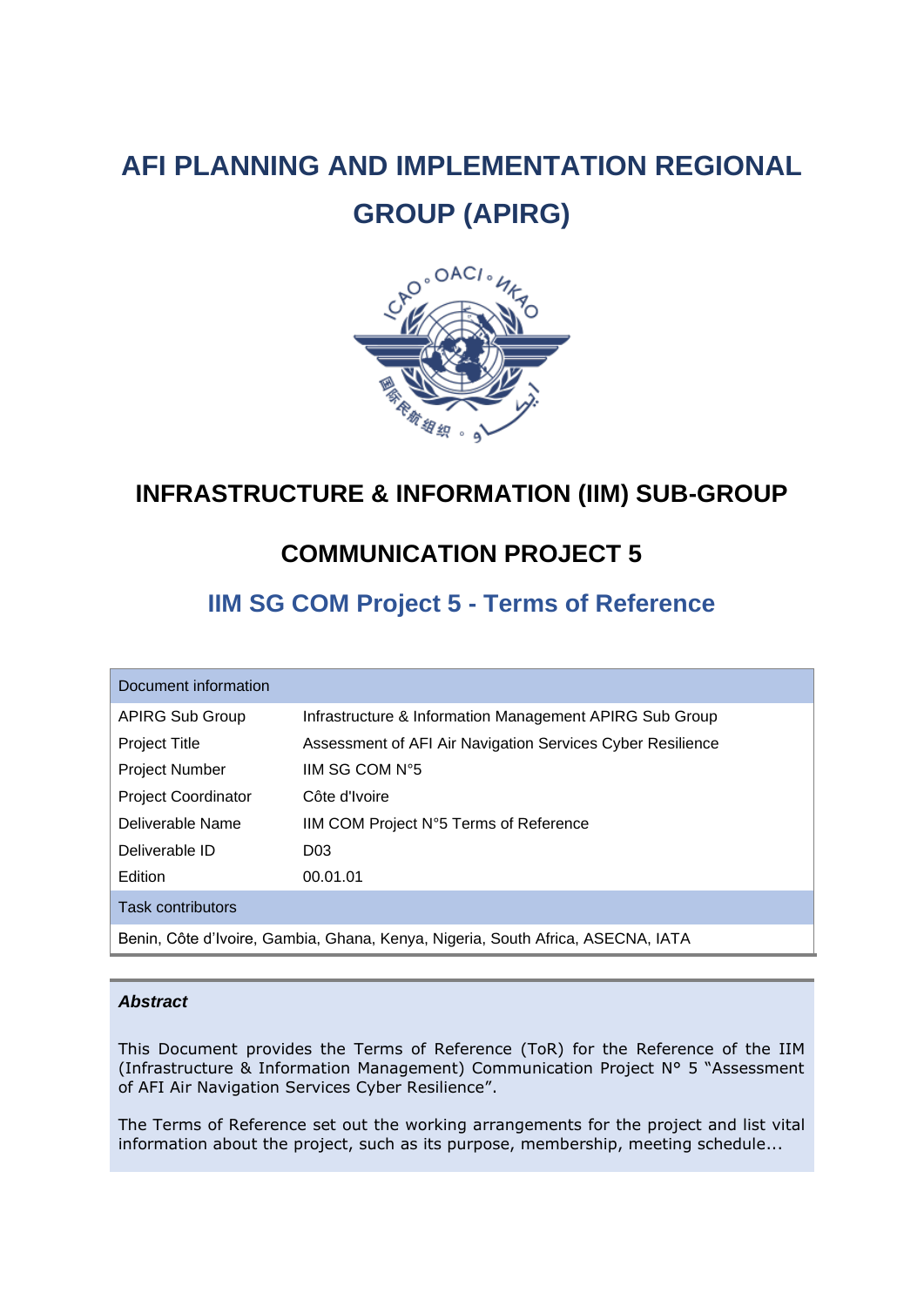# AFI PLANNING AND IMPLEMENTATION REGIONAL GROUP (APIRG)

## INFRASTRUCTURE & INFORMATION (IIM) SUB-GROUP

## COMMUNICATION PROJECT 5

## IIM SG COM Project 5 - Terms of Reference

| Document information | |
|---|---|
| APIRG Sub Group | Infrastructure & Information Management APIRG Sub Group |
| Project Title | Assessment of AFI Air Navigation Services Cyber Resilience |
| Project Number | IIM SG COM N°5 |
| Project Coordinator | Côte d'Ivoire |
| Deliverable Name | IIM COM Project N°5 Terms of Reference |
| Deliverable ID | D03 |
| Edition | 00.01.01 |
| **Task contributors** | |
| Benin, Côte d'Ivoire, Gambia, Ghana, Kenya, Nigeria, South Africa, ASECNA, IATA | |

***Abstract***

This Document provides the Terms of Reference (ToR) for the Reference of the IIM (Infrastructure & Information Management) Communication Project N° 5 "Assessment of AFI Air Navigation Services Cyber Resilience".

The Terms of Reference set out the working arrangements for the project and list vital information about the project, such as its purpose, membership, meeting schedule...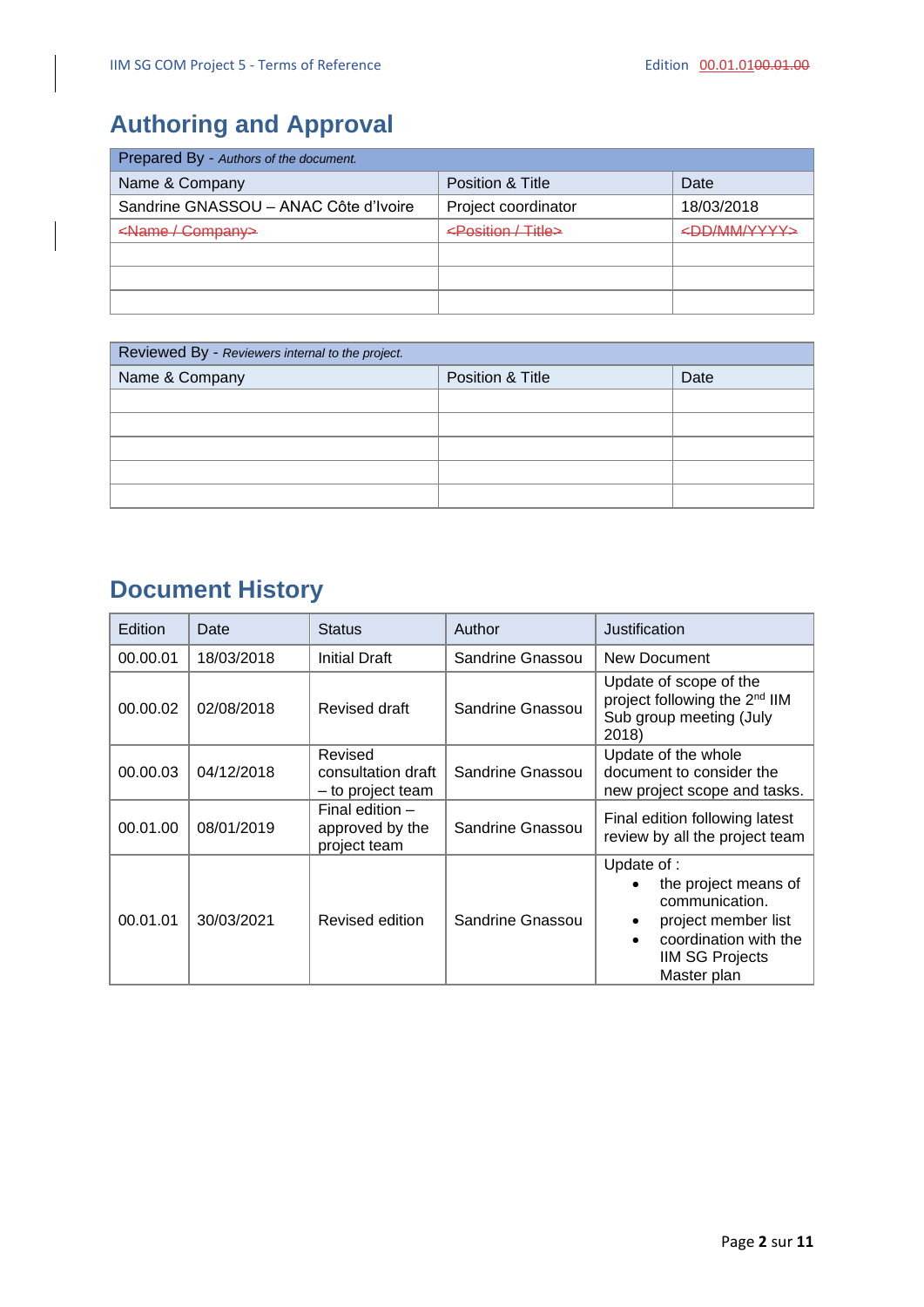# Authoring and Approval

| Prepared By - *Authors of the document.* | | |
|---|---|---|
| Name & Company | Position & Title | Date |
| Sandrine GNASSOU – ANAC Côte d'Ivoire | Project coordinator | 18/03/2018 |
| ~~<Name / Company>~~ | ~~<Position / Title>~~ | ~~<DD/MM/YYYY>~~ |
| | | |
| | | |
| | | |

| Reviewed By - *Reviewers internal to the project.* | | |
|---|---|---|
| Name & Company | Position & Title | Date |
| | | |
| | | |
| | | |
| | | |
| | | |

# Document History

| Edition | Date | Status | Author | Justification |
|---|---|---|---|---|
| 00.00.01 | 18/03/2018 | Initial Draft | Sandrine Gnassou | New Document |
| 00.00.02 | 02/08/2018 | Revised draft | Sandrine Gnassou | Update of scope of the project following the 2nd IIM Sub group meeting (July 2018) |
| 00.00.03 | 04/12/2018 | Revised consultation draft – to project team | Sandrine Gnassou | Update of the whole document to consider the new project scope and tasks. |
| 00.01.00 | 08/01/2019 | Final edition – approved by the project team | Sandrine Gnassou | Final edition following latest review by all the project team |
| 00.01.01 | 30/03/2021 | Revised edition | Sandrine Gnassou | Update of :<br>• the project means of communication.<br>• project member list<br>• coordination with the IIM SG Projects Master plan |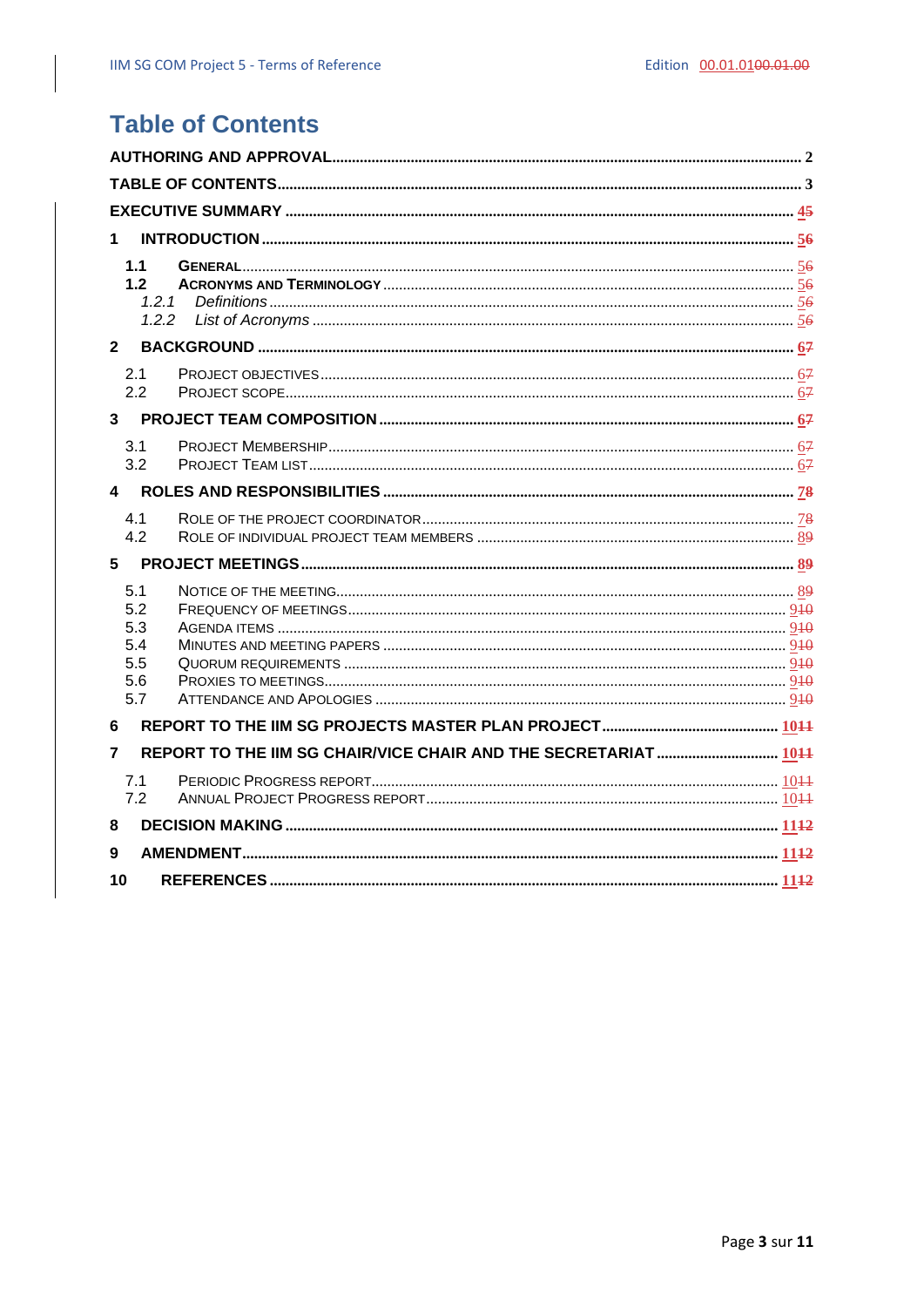# Table of Contents

AUTHORING AND APPROVAL ..... 2

TABLE OF CONTENTS ..... 3

EXECUTIVE SUMMARY ..... 4~~5~~

1 INTRODUCTION ..... 5~~6~~

- 1.1 GENERAL ..... 5~~6~~
- 1.2 ACRONYMS AND TERMINOLOGY ..... 5~~6~~
  - *1.2.1 Definitions* ..... 5~~6~~
  - *1.2.2 List of Acronyms* ..... 5~~6~~

2 BACKGROUND ..... 6~~7~~

- 2.1 PROJECT OBJECTIVES ..... 6~~7~~
- 2.2 PROJECT SCOPE ..... 6~~7~~

3 PROJECT TEAM COMPOSITION ..... 6~~7~~

- 3.1 PROJECT MEMBERSHIP ..... 6~~7~~
- 3.2 PROJECT TEAM LIST ..... 6~~7~~

4 ROLES AND RESPONSIBILITIES ..... 7~~8~~

- 4.1 ROLE OF THE PROJECT COORDINATOR ..... 7~~8~~
- 4.2 ROLE OF INDIVIDUAL PROJECT TEAM MEMBERS ..... 8~~9~~

5 PROJECT MEETINGS ..... 8~~9~~

- 5.1 NOTICE OF THE MEETING ..... 8~~9~~
- 5.2 FREQUENCY OF MEETINGS ..... 9~~10~~
- 5.3 AGENDA ITEMS ..... 9~~10~~
- 5.4 MINUTES AND MEETING PAPERS ..... 9~~10~~
- 5.5 QUORUM REQUIREMENTS ..... 9~~10~~
- 5.6 PROXIES TO MEETINGS ..... 9~~10~~
- 5.7 ATTENDANCE AND APOLOGIES ..... 9~~10~~

6 REPORT TO THE IIM SG PROJECTS MASTER PLAN PROJECT ..... 10~~11~~

7 REPORT TO THE IIM SG CHAIR/VICE CHAIR AND THE SECRETARIAT ..... 10~~11~~

- 7.1 PERIODIC PROGRESS REPORT ..... 10~~11~~
- 7.2 ANNUAL PROJECT PROGRESS REPORT ..... 10~~11~~

8 DECISION MAKING ..... 11~~12~~

9 AMENDMENT ..... 11~~12~~

10 REFERENCES ..... 11~~12~~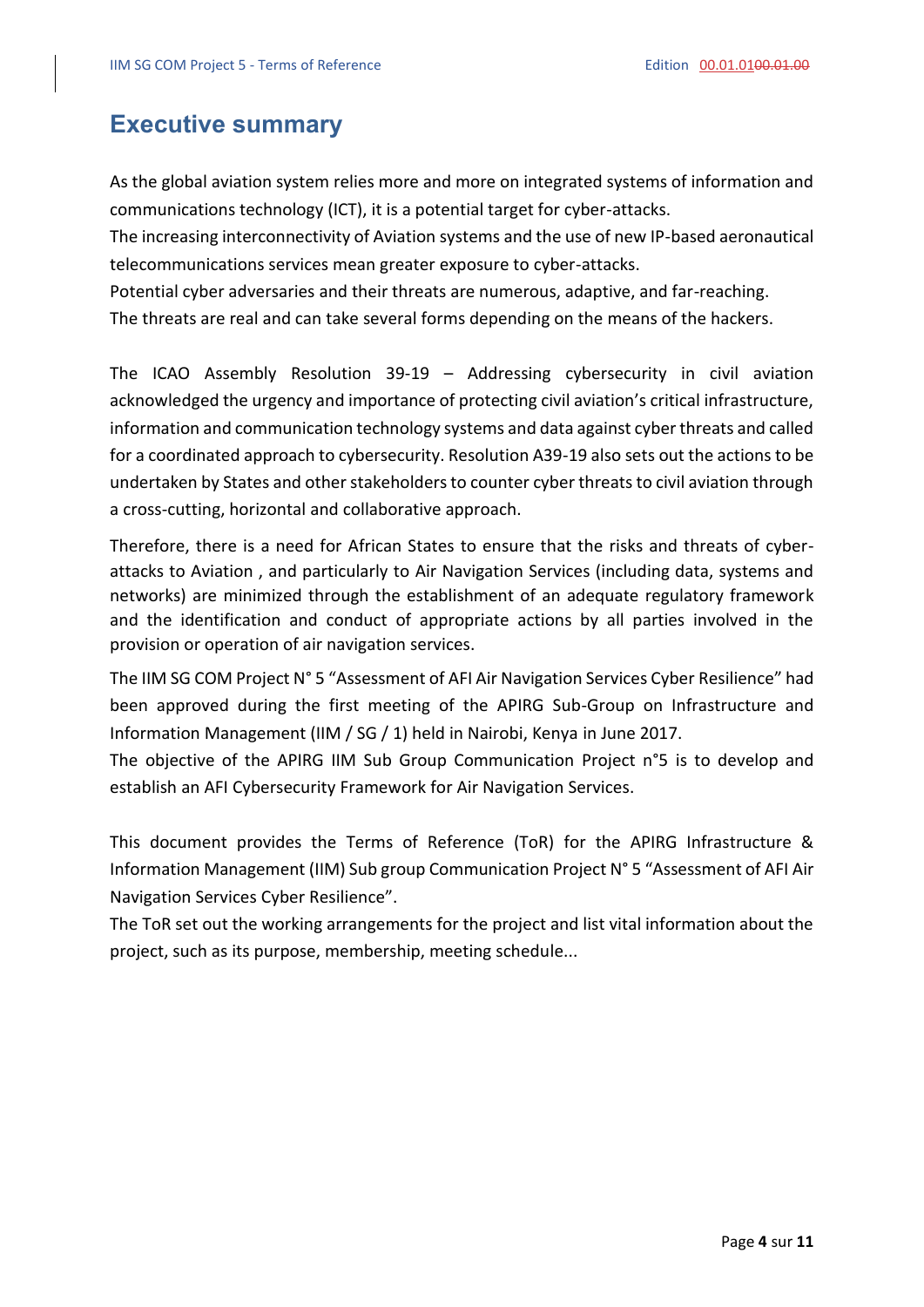# Executive summary

As the global aviation system relies more and more on integrated systems of information and communications technology (ICT), it is a potential target for cyber-attacks.
The increasing interconnectivity of Aviation systems and the use of new IP-based aeronautical telecommunications services mean greater exposure to cyber-attacks.
Potential cyber adversaries and their threats are numerous, adaptive, and far-reaching.
The threats are real and can take several forms depending on the means of the hackers.

The ICAO Assembly Resolution 39-19 – Addressing cybersecurity in civil aviation acknowledged the urgency and importance of protecting civil aviation's critical infrastructure, information and communication technology systems and data against cyber threats and called for a coordinated approach to cybersecurity. Resolution A39-19 also sets out the actions to be undertaken by States and other stakeholders to counter cyber threats to civil aviation through a cross-cutting, horizontal and collaborative approach.

Therefore, there is a need for African States to ensure that the risks and threats of cyber-attacks to Aviation , and particularly to Air Navigation Services (including data, systems and networks) are minimized through the establishment of an adequate regulatory framework and the identification and conduct of appropriate actions by all parties involved in the provision or operation of air navigation services.

The IIM SG COM Project N° 5 "Assessment of AFI Air Navigation Services Cyber Resilience" had been approved during the first meeting of the APIRG Sub-Group on Infrastructure and Information Management (IIM / SG / 1) held in Nairobi, Kenya in June 2017.
The objective of the APIRG IIM Sub Group Communication Project n°5 is to develop and establish an AFI Cybersecurity Framework for Air Navigation Services.

This document provides the Terms of Reference (ToR) for the APIRG Infrastructure & Information Management (IIM) Sub group Communication Project N° 5 "Assessment of AFI Air Navigation Services Cyber Resilience".
The ToR set out the working arrangements for the project and list vital information about the project, such as its purpose, membership, meeting schedule...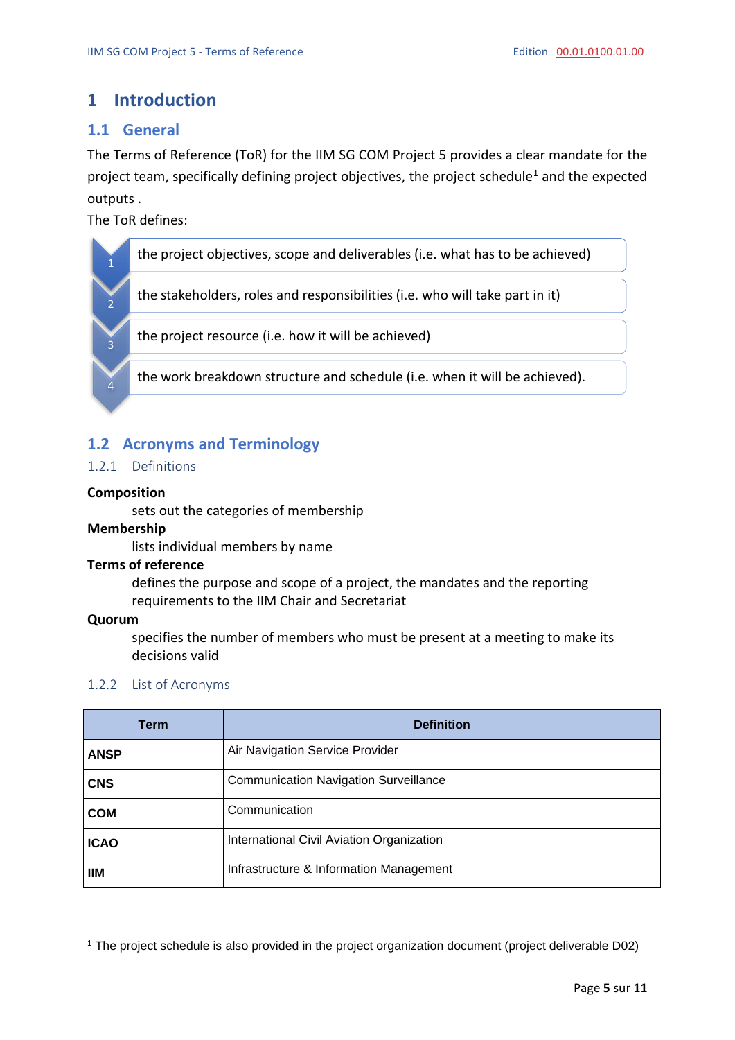# 1 Introduction

## 1.1 General

The Terms of Reference (ToR) for the IIM SG COM Project 5 provides a clear mandate for the project team, specifically defining project objectives, the project schedule[1] and the expected outputs .

The ToR defines:

1. the project objectives, scope and deliverables (i.e. what has to be achieved)
2. the stakeholders, roles and responsibilities (i.e. who will take part in it)
3. the project resource (i.e. how it will be achieved)
4. the work breakdown structure and schedule (i.e. when it will be achieved).

## 1.2 Acronyms and Terminology

### 1.2.1 Definitions

**Composition**

sets out the categories of membership

**Membership**

lists individual members by name

**Terms of reference**

defines the purpose and scope of a project, the mandates and the reporting requirements to the IIM Chair and Secretariat

**Quorum**

specifies the number of members who must be present at a meeting to make its decisions valid

### 1.2.2 List of Acronyms

| Term | Definition |
|---|---|
| **ANSP** | Air Navigation Service Provider |
| **CNS** | Communication Navigation Surveillance |
| **COM** | Communication |
| **ICAO** | International Civil Aviation Organization |
| **IIM** | Infrastructure & Information Management |

[1] The project schedule is also provided in the project organization document (project deliverable D02)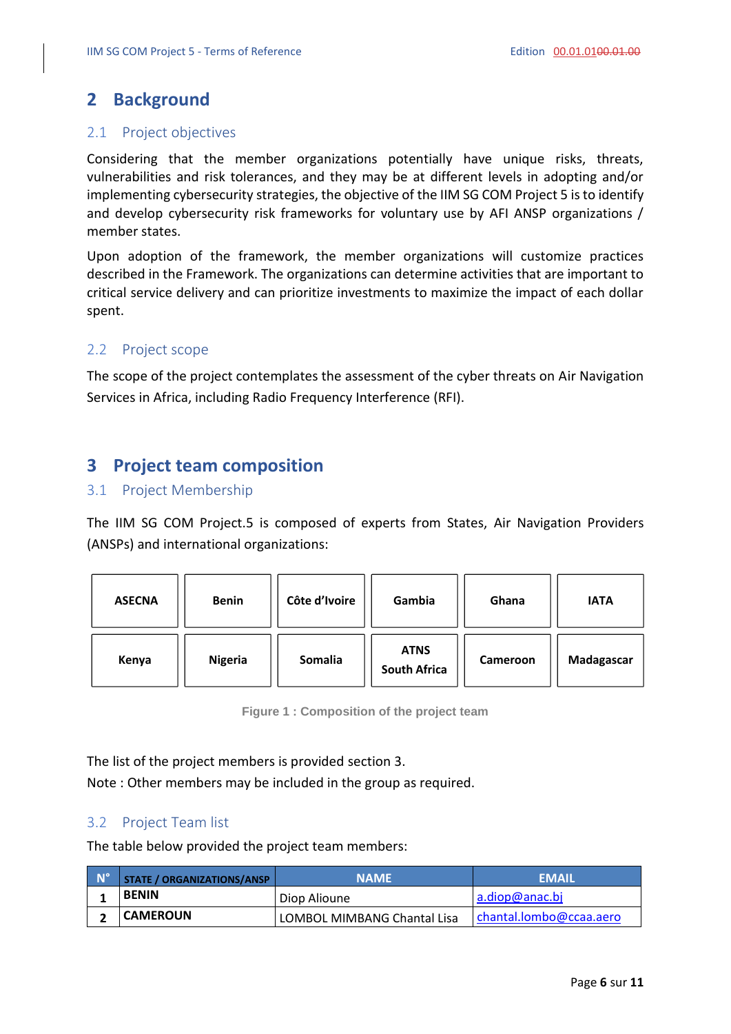# 2 Background

## 2.1 Project objectives

Considering that the member organizations potentially have unique risks, threats, vulnerabilities and risk tolerances, and they may be at different levels in adopting and/or implementing cybersecurity strategies, the objective of the IIM SG COM Project 5 is to identify and develop cybersecurity risk frameworks for voluntary use by AFI ANSP organizations / member states.

Upon adoption of the framework, the member organizations will customize practices described in the Framework. The organizations can determine activities that are important to critical service delivery and can prioritize investments to maximize the impact of each dollar spent.

## 2.2 Project scope

The scope of the project contemplates the assessment of the cyber threats on Air Navigation Services in Africa, including Radio Frequency Interference (RFI).

# 3 Project team composition

## 3.1 Project Membership

The IIM SG COM Project.5 is composed of experts from States, Air Navigation Providers (ANSPs) and international organizations:

| ASECNA | Benin | Côte d'Ivoire | Gambia | Ghana | IATA |
|---|---|---|---|---|---|
| Kenya | Nigeria | Somalia | ATNS South Africa | Cameroon | Madagascar |

Figure 1 : Composition of the project team

The list of the project members is provided section 3.

Note : Other members may be included in the group as required.

## 3.2 Project Team list

The table below provided the project team members:

| N° | STATE / ORGANIZATIONS/ANSP | NAME | EMAIL |
|---|---|---|---|
| 1 | BENIN | Diop Alioune | a.diop@anac.bj |
| 2 | CAMEROUN | LOMBOL MIMBANG Chantal Lisa | chantal.lombo@ccaa.aero |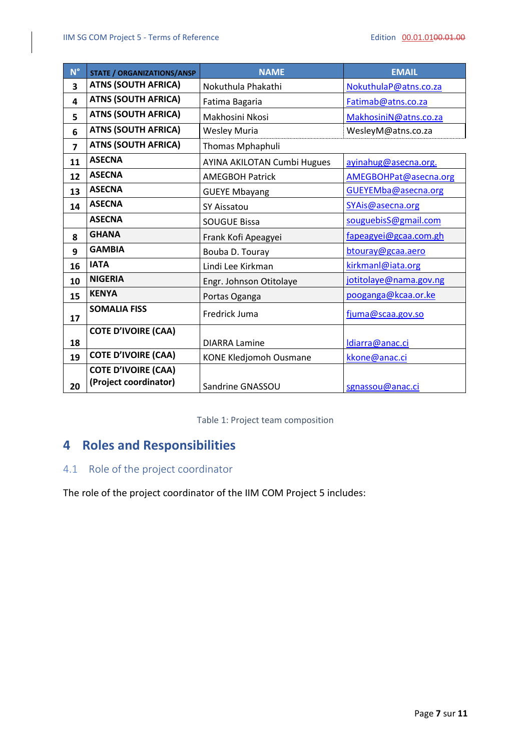| N° | STATE / ORGANIZATIONS/ANSP | NAME | EMAIL |
|---|---|---|---|
| 3 | **ATNS (SOUTH AFRICA)** | Nokuthula Phakathi | NokuthulaP@atns.co.za |
| 4 | **ATNS (SOUTH AFRICA)** | Fatima Bagaria | Fatimab@atns.co.za |
| 5 | **ATNS (SOUTH AFRICA)** | Makhosini Nkosi | MakhosiniN@atns.co.za |
| 6 | **ATNS (SOUTH AFRICA)** | Wesley Muria | WesleyM@atns.co.za |
| 7 | **ATNS (SOUTH AFRICA)** | Thomas Mphaphuli | |
| 11 | **ASECNA** | AYINA AKILOTAN Cumbi Hugues | ayinahug@asecna.org. |
| 12 | **ASECNA** | AMEGBOH Patrick | AMEGBOHPat@asecna.org |
| 13 | **ASECNA** | GUEYE Mbayang | GUEYEMba@asecna.org |
| 14 | **ASECNA** | SY Aissatou | SYAis@asecna.org |
| | **ASECNA** | SOUGUE Bissa | souguebisS@gmail.com |
| 8 | **GHANA** | Frank Kofi Apeagyei | fapeagyei@gcaa.com.gh |
| 9 | **GAMBIA** | Bouba D. Touray | btouray@gcaa.aero |
| 16 | **IATA** | Lindi Lee Kirkman | kirkmanl@iata.org |
| 10 | **NIGERIA** | Engr. Johnson Otitolaye | jotitolaye@nama.gov.ng |
| 15 | **KENYA** | Portas Oganga | pooganga@kcaa.or.ke |
| 17 | **SOMALIA FISS** | Fredrick Juma | fjuma@scaa.gov.so |
| 18 | **COTE D'IVOIRE (CAA)** | DIARRA Lamine | ldiarra@anac.ci |
| 19 | **COTE D'IVOIRE (CAA)** | KONE Kledjomoh Ousmane | kkone@anac.ci |
| 20 | **COTE D'IVOIRE (CAA) (Project coordinator)** | Sandrine GNASSOU | sgnassou@anac.ci |

Table 1: Project team composition

# 4 Roles and Responsibilities

## 4.1 Role of the project coordinator

The role of the project coordinator of the IIM COM Project 5 includes: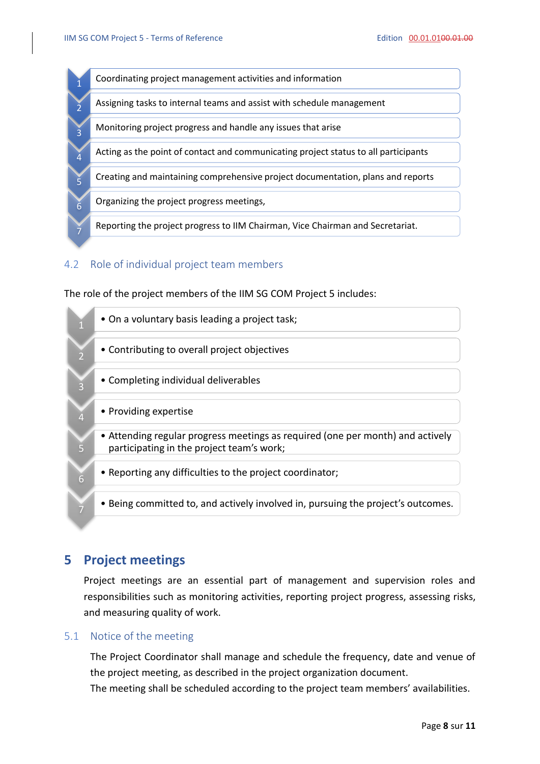1. Coordinating project management activities and information
2. Assigning tasks to internal teams and assist with schedule management
3. Monitoring project progress and handle any issues that arise
4. Acting as the point of contact and communicating project status to all participants
5. Creating and maintaining comprehensive project documentation, plans and reports
6. Organizing the project progress meetings,
7. Reporting the project progress to IIM Chairman, Vice Chairman and Secretariat.

## 4.2 Role of individual project team members

The role of the project members of the IIM SG COM Project 5 includes:

1. On a voluntary basis leading a project task;
2. Contributing to overall project objectives
3. Completing individual deliverables
4. Providing expertise
5. Attending regular progress meetings as required (one per month) and actively participating in the project team's work;
6. Reporting any difficulties to the project coordinator;
7. Being committed to, and actively involved in, pursuing the project's outcomes.

# 5 Project meetings

Project meetings are an essential part of management and supervision roles and responsibilities such as monitoring activities, reporting project progress, assessing risks, and measuring quality of work.

## 5.1 Notice of the meeting

The Project Coordinator shall manage and schedule the frequency, date and venue of the project meeting, as described in the project organization document.
The meeting shall be scheduled according to the project team members' availabilities.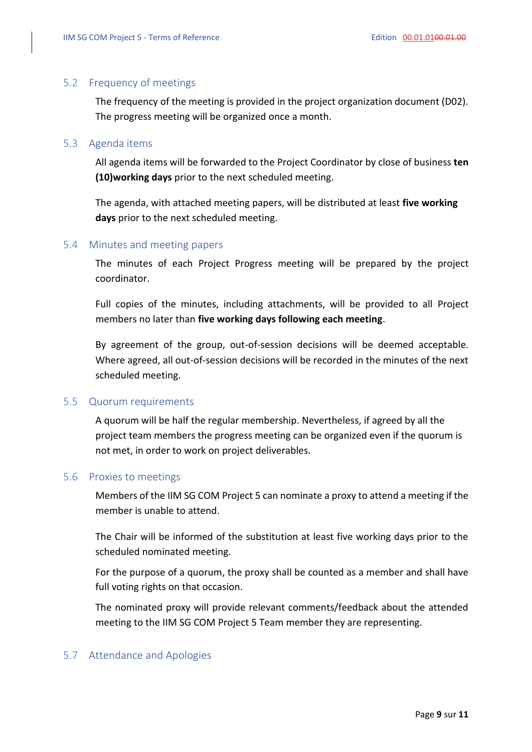## 5.2 Frequency of meetings

The frequency of the meeting is provided in the project organization document (D02). The progress meeting will be organized once a month.

## 5.3 Agenda items

All agenda items will be forwarded to the Project Coordinator by close of business **ten (10)working days** prior to the next scheduled meeting.

The agenda, with attached meeting papers, will be distributed at least **five working days** prior to the next scheduled meeting.

## 5.4 Minutes and meeting papers

The minutes of each Project Progress meeting will be prepared by the project coordinator.

Full copies of the minutes, including attachments, will be provided to all Project members no later than **five working days following each meeting**.

By agreement of the group, out-of-session decisions will be deemed acceptable. Where agreed, all out-of-session decisions will be recorded in the minutes of the next scheduled meeting.

## 5.5 Quorum requirements

A quorum will be half the regular membership. Nevertheless, if agreed by all the project team members the progress meeting can be organized even if the quorum is not met, in order to work on project deliverables.

## 5.6 Proxies to meetings

Members of the IIM SG COM Project 5 can nominate a proxy to attend a meeting if the member is unable to attend.

The Chair will be informed of the substitution at least five working days prior to the scheduled nominated meeting.

For the purpose of a quorum, the proxy shall be counted as a member and shall have full voting rights on that occasion.

The nominated proxy will provide relevant comments/feedback about the attended meeting to the IIM SG COM Project 5 Team member they are representing.

## 5.7 Attendance and Apologies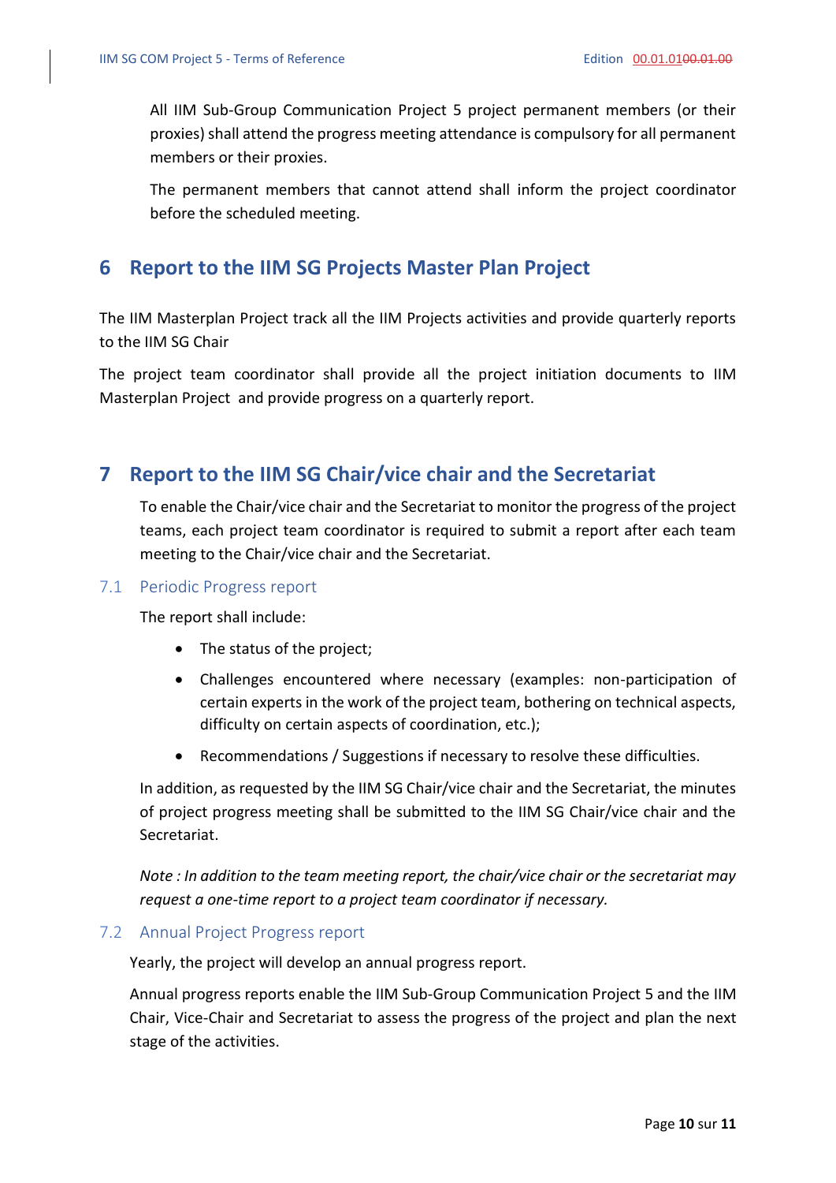All IIM Sub-Group Communication Project 5 project permanent members (or their proxies) shall attend the progress meeting attendance is compulsory for all permanent members or their proxies.

The permanent members that cannot attend shall inform the project coordinator before the scheduled meeting.

# 6 Report to the IIM SG Projects Master Plan Project

The IIM Masterplan Project track all the IIM Projects activities and provide quarterly reports to the IIM SG Chair

The project team coordinator shall provide all the project initiation documents to IIM Masterplan Project and provide progress on a quarterly report.

# 7 Report to the IIM SG Chair/vice chair and the Secretariat

To enable the Chair/vice chair and the Secretariat to monitor the progress of the project teams, each project team coordinator is required to submit a report after each team meeting to the Chair/vice chair and the Secretariat.

## 7.1 Periodic Progress report

The report shall include:

- The status of the project;
- Challenges encountered where necessary (examples: non-participation of certain experts in the work of the project team, bothering on technical aspects, difficulty on certain aspects of coordination, etc.);
- Recommendations / Suggestions if necessary to resolve these difficulties.

In addition, as requested by the IIM SG Chair/vice chair and the Secretariat, the minutes of project progress meeting shall be submitted to the IIM SG Chair/vice chair and the Secretariat.

*Note : In addition to the team meeting report, the chair/vice chair or the secretariat may request a one-time report to a project team coordinator if necessary.*

## 7.2 Annual Project Progress report

Yearly, the project will develop an annual progress report.

Annual progress reports enable the IIM Sub-Group Communication Project 5 and the IIM Chair, Vice-Chair and Secretariat to assess the progress of the project and plan the next stage of the activities.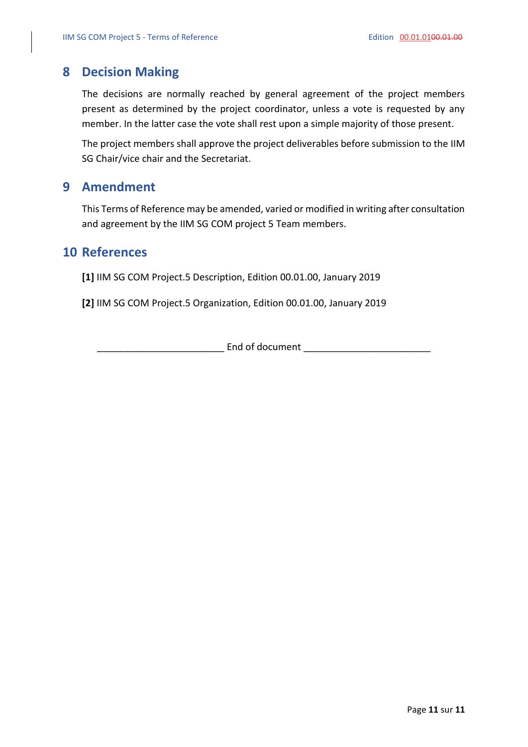# 8 Decision Making

The decisions are normally reached by general agreement of the project members present as determined by the project coordinator, unless a vote is requested by any member. In the latter case the vote shall rest upon a simple majority of those present.

The project members shall approve the project deliverables before submission to the IIM SG Chair/vice chair and the Secretariat.

# 9 Amendment

This Terms of Reference may be amended, varied or modified in writing after consultation and agreement by the IIM SG COM project 5 Team members.

# 10 References

**[1]** IIM SG COM Project.5 Description, Edition 00.01.00, January 2019

**[2]** IIM SG COM Project.5 Organization, Edition 00.01.00, January 2019

________________________ End of document ________________________